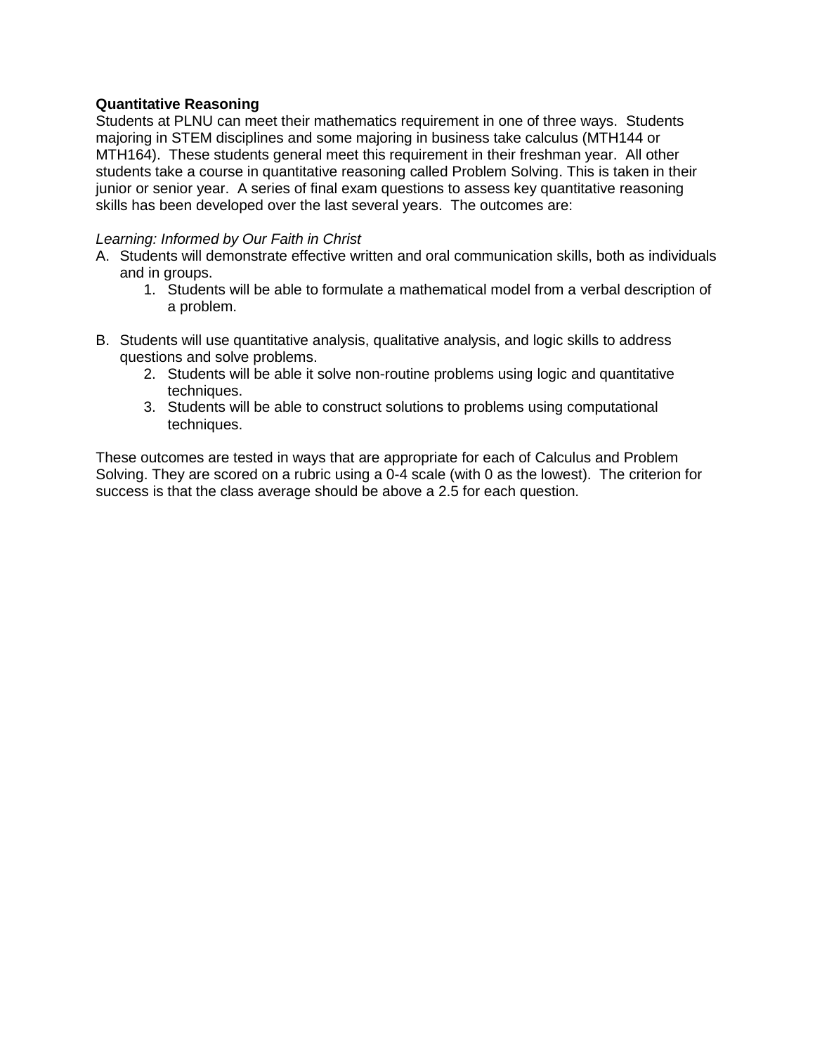**Quantitative Reasoning**

Students at PLNU can meet their mathematics requirement in one of three ways. Students majoring in STEM disciplines and some majoring in business take calculus (MTH144 or MTH164). These students general meet this requirement in their freshman year. All other students take a course in quantitative reasoning called Problem Solving. This is taken in their junior or senior year. A series of final exam questions to assess key quantitative reasoning skills has been developed over the last several years. The outcomes are:

*Learning: Informed by Our Faith in Christ*

A. Students will demonstrate effective written and oral communication skills, both as individuals and in groups.
   1. Students will be able to formulate a mathematical model from a verbal description of a problem.

B. Students will use quantitative analysis, qualitative analysis, and logic skills to address questions and solve problems.
   2. Students will be able it solve non-routine problems using logic and quantitative techniques.
   3. Students will be able to construct solutions to problems using computational techniques.

These outcomes are tested in ways that are appropriate for each of Calculus and Problem Solving. They are scored on a rubric using a 0-4 scale (with 0 as the lowest). The criterion for success is that the class average should be above a 2.5 for each question.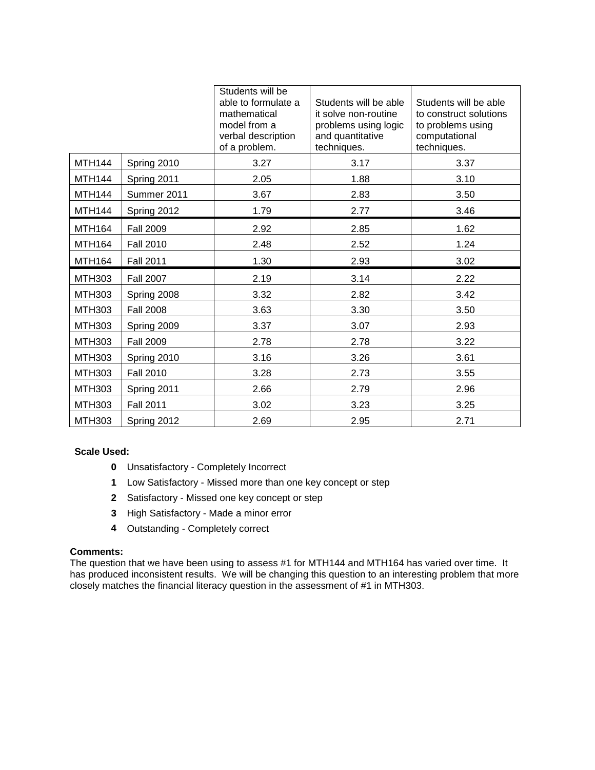| | | Students will be able to formulate a mathematical model from a verbal description of a problem. | Students will be able it solve non-routine problems using logic and quantitative techniques. | Students will be able to construct solutions to problems using computational techniques. |
|---|---|---|---|---|
| MTH144 | Spring 2010 | 3.27 | 3.17 | 3.37 |
| MTH144 | Spring 2011 | 2.05 | 1.88 | 3.10 |
| MTH144 | Summer 2011 | 3.67 | 2.83 | 3.50 |
| MTH144 | Spring 2012 | 1.79 | 2.77 | 3.46 |
| MTH164 | Fall 2009 | 2.92 | 2.85 | 1.62 |
| MTH164 | Fall 2010 | 2.48 | 2.52 | 1.24 |
| MTH164 | Fall 2011 | 1.30 | 2.93 | 3.02 |
| MTH303 | Fall 2007 | 2.19 | 3.14 | 2.22 |
| MTH303 | Spring 2008 | 3.32 | 2.82 | 3.42 |
| MTH303 | Fall 2008 | 3.63 | 3.30 | 3.50 |
| MTH303 | Spring 2009 | 3.37 | 3.07 | 2.93 |
| MTH303 | Fall 2009 | 2.78 | 2.78 | 3.22 |
| MTH303 | Spring 2010 | 3.16 | 3.26 | 3.61 |
| MTH303 | Fall 2010 | 3.28 | 2.73 | 3.55 |
| MTH303 | Spring 2011 | 2.66 | 2.79 | 2.96 |
| MTH303 | Fall 2011 | 3.02 | 3.23 | 3.25 |
| MTH303 | Spring 2012 | 2.69 | 2.95 | 2.71 |

**Scale Used:**

- **0** Unsatisfactory - Completely Incorrect
- **1** Low Satisfactory - Missed more than one key concept or step
- **2** Satisfactory - Missed one key concept or step
- **3** High Satisfactory - Made a minor error
- **4** Outstanding - Completely correct

**Comments:**

The question that we have been using to assess #1 for MTH144 and MTH164 has varied over time. It has produced inconsistent results. We will be changing this question to an interesting problem that more closely matches the financial literacy question in the assessment of #1 in MTH303.